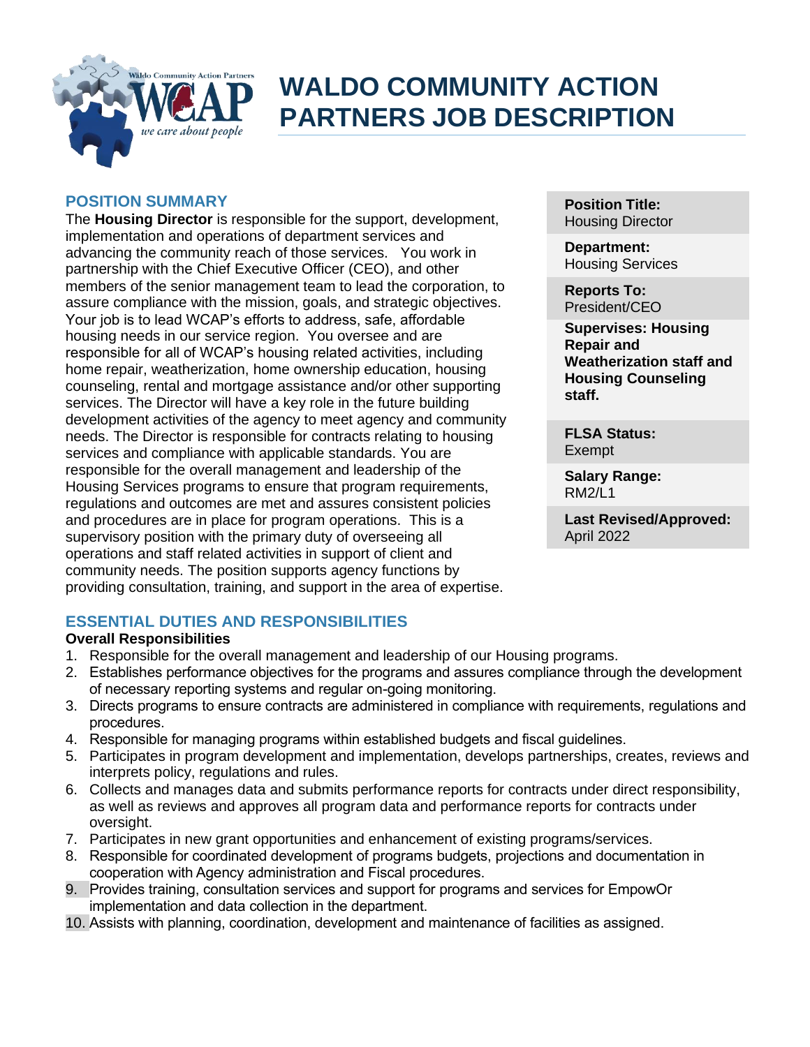# WALDO COMMUNITY ACTION PARTNERS JOB DESCRIPTION

| | |
|---|---|
| **Position Title:** | Housing Director |
| **Department:** | Housing Services |
| **Reports To:** | President/CEO |
| **Supervises:** | **Housing Repair and Weatherization staff and Housing Counseling staff.** |
| **FLSA Status:** | Exempt |
| **Salary Range:** | RM2/L1 |
| **Last Revised/Approved:** | April 2022 |

## POSITION SUMMARY

The **Housing Director** is responsible for the support, development, implementation and operations of department services and advancing the community reach of those services. You work in partnership with the Chief Executive Officer (CEO), and other members of the senior management team to lead the corporation, to assure compliance with the mission, goals, and strategic objectives. Your job is to lead WCAP's efforts to address, safe, affordable housing needs in our service region. You oversee and are responsible for all of WCAP's housing related activities, including home repair, weatherization, home ownership education, housing counseling, rental and mortgage assistance and/or other supporting services. The Director will have a key role in the future building development activities of the agency to meet agency and community needs. The Director is responsible for contracts relating to housing services and compliance with applicable standards. You are responsible for the overall management and leadership of the Housing Services programs to ensure that program requirements, regulations and outcomes are met and assures consistent policies and procedures are in place for program operations. This is a supervisory position with the primary duty of overseeing all operations and staff related activities in support of client and community needs. The position supports agency functions by providing consultation, training, and support in the area of expertise.

## ESSENTIAL DUTIES AND RESPONSIBILITIES

**Overall Responsibilities**

1. Responsible for the overall management and leadership of our Housing programs.
2. Establishes performance objectives for the programs and assures compliance through the development of necessary reporting systems and regular on-going monitoring.
3. Directs programs to ensure contracts are administered in compliance with requirements, regulations and procedures.
4. Responsible for managing programs within established budgets and fiscal guidelines.
5. Participates in program development and implementation, develops partnerships, creates, reviews and interprets policy, regulations and rules.
6. Collects and manages data and submits performance reports for contracts under direct responsibility, as well as reviews and approves all program data and performance reports for contracts under oversight.
7. Participates in new grant opportunities and enhancement of existing programs/services.
8. Responsible for coordinated development of programs budgets, projections and documentation in cooperation with Agency administration and Fiscal procedures.
9. Provides training, consultation services and support for programs and services for EmpowOr implementation and data collection in the department.
10. Assists with planning, coordination, development and maintenance of facilities as assigned.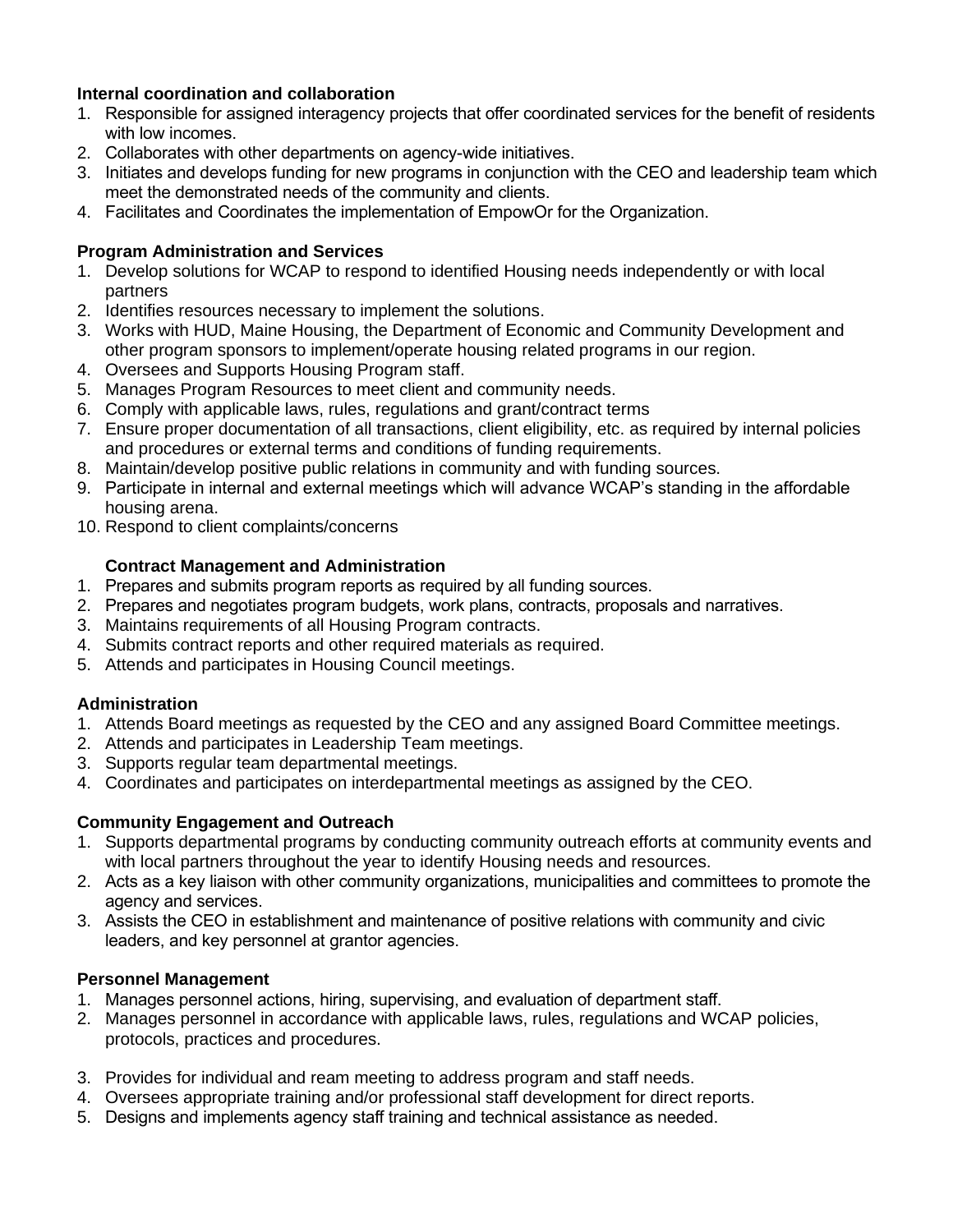**Internal coordination and collaboration**

1. Responsible for assigned interagency projects that offer coordinated services for the benefit of residents with low incomes.
2. Collaborates with other departments on agency-wide initiatives.
3. Initiates and develops funding for new programs in conjunction with the CEO and leadership team which meet the demonstrated needs of the community and clients.
4. Facilitates and Coordinates the implementation of EmpowOr for the Organization.

**Program Administration and Services**

1. Develop solutions for WCAP to respond to identified Housing needs independently or with local partners
2. Identifies resources necessary to implement the solutions.
3. Works with HUD, Maine Housing, the Department of Economic and Community Development and other program sponsors to implement/operate housing related programs in our region.
4. Oversees and Supports Housing Program staff.
5. Manages Program Resources to meet client and community needs.
6. Comply with applicable laws, rules, regulations and grant/contract terms
7. Ensure proper documentation of all transactions, client eligibility, etc. as required by internal policies and procedures or external terms and conditions of funding requirements.
8. Maintain/develop positive public relations in community and with funding sources.
9. Participate in internal and external meetings which will advance WCAP's standing in the affordable housing arena.
10. Respond to client complaints/concerns

**Contract Management and Administration**

1. Prepares and submits program reports as required by all funding sources.
2. Prepares and negotiates program budgets, work plans, contracts, proposals and narratives.
3. Maintains requirements of all Housing Program contracts.
4. Submits contract reports and other required materials as required.
5. Attends and participates in Housing Council meetings.

**Administration**

1. Attends Board meetings as requested by the CEO and any assigned Board Committee meetings.
2. Attends and participates in Leadership Team meetings.
3. Supports regular team departmental meetings.
4. Coordinates and participates on interdepartmental meetings as assigned by the CEO.

**Community Engagement and Outreach**

1. Supports departmental programs by conducting community outreach efforts at community events and with local partners throughout the year to identify Housing needs and resources.
2. Acts as a key liaison with other community organizations, municipalities and committees to promote the agency and services.
3. Assists the CEO in establishment and maintenance of positive relations with community and civic leaders, and key personnel at grantor agencies.

**Personnel Management**

1. Manages personnel actions, hiring, supervising, and evaluation of department staff.
2. Manages personnel in accordance with applicable laws, rules, regulations and WCAP policies, protocols, practices and procedures.
3. Provides for individual and ream meeting to address program and staff needs.
4. Oversees appropriate training and/or professional staff development for direct reports.
5. Designs and implements agency staff training and technical assistance as needed.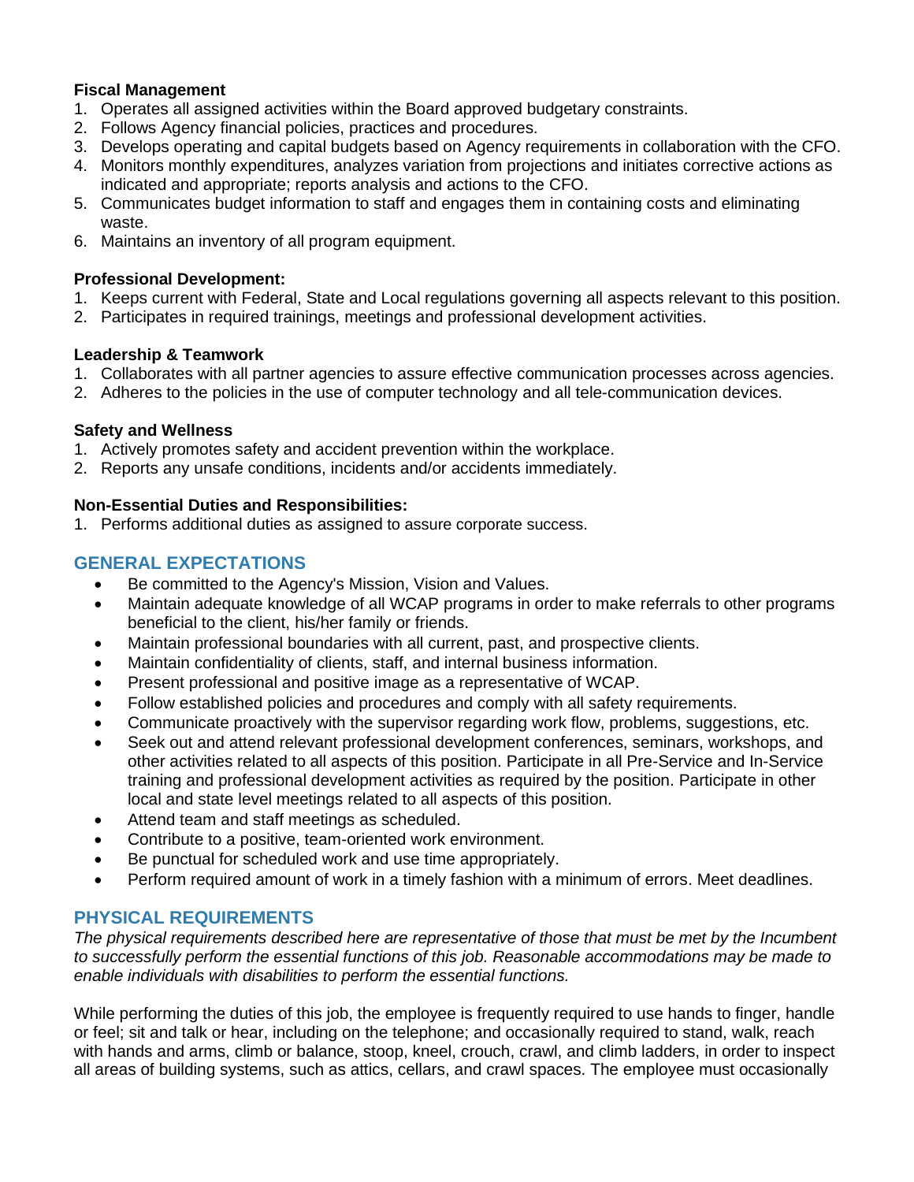**Fiscal Management**

1. Operates all assigned activities within the Board approved budgetary constraints.
2. Follows Agency financial policies, practices and procedures.
3. Develops operating and capital budgets based on Agency requirements in collaboration with the CFO.
4. Monitors monthly expenditures, analyzes variation from projections and initiates corrective actions as indicated and appropriate; reports analysis and actions to the CFO.
5. Communicates budget information to staff and engages them in containing costs and eliminating waste.
6. Maintains an inventory of all program equipment.

**Professional Development:**

1. Keeps current with Federal, State and Local regulations governing all aspects relevant to this position.
2. Participates in required trainings, meetings and professional development activities.

**Leadership & Teamwork**

1. Collaborates with all partner agencies to assure effective communication processes across agencies.
2. Adheres to the policies in the use of computer technology and all tele-communication devices.

**Safety and Wellness**

1. Actively promotes safety and accident prevention within the workplace.
2. Reports any unsafe conditions, incidents and/or accidents immediately.

**Non-Essential Duties and Responsibilities:**

1. Performs additional duties as assigned to assure corporate success.

## GENERAL EXPECTATIONS

- Be committed to the Agency's Mission, Vision and Values.
- Maintain adequate knowledge of all WCAP programs in order to make referrals to other programs beneficial to the client, his/her family or friends.
- Maintain professional boundaries with all current, past, and prospective clients.
- Maintain confidentiality of clients, staff, and internal business information.
- Present professional and positive image as a representative of WCAP.
- Follow established policies and procedures and comply with all safety requirements.
- Communicate proactively with the supervisor regarding work flow, problems, suggestions, etc.
- Seek out and attend relevant professional development conferences, seminars, workshops, and other activities related to all aspects of this position. Participate in all Pre-Service and In-Service training and professional development activities as required by the position. Participate in other local and state level meetings related to all aspects of this position.
- Attend team and staff meetings as scheduled.
- Contribute to a positive, team-oriented work environment.
- Be punctual for scheduled work and use time appropriately.
- Perform required amount of work in a timely fashion with a minimum of errors. Meet deadlines.

## PHYSICAL REQUIREMENTS

*The physical requirements described here are representative of those that must be met by the Incumbent to successfully perform the essential functions of this job. Reasonable accommodations may be made to enable individuals with disabilities to perform the essential functions.*

While performing the duties of this job, the employee is frequently required to use hands to finger, handle or feel; sit and talk or hear, including on the telephone; and occasionally required to stand, walk, reach with hands and arms, climb or balance, stoop, kneel, crouch, crawl, and climb ladders, in order to inspect all areas of building systems, such as attics, cellars, and crawl spaces. The employee must occasionally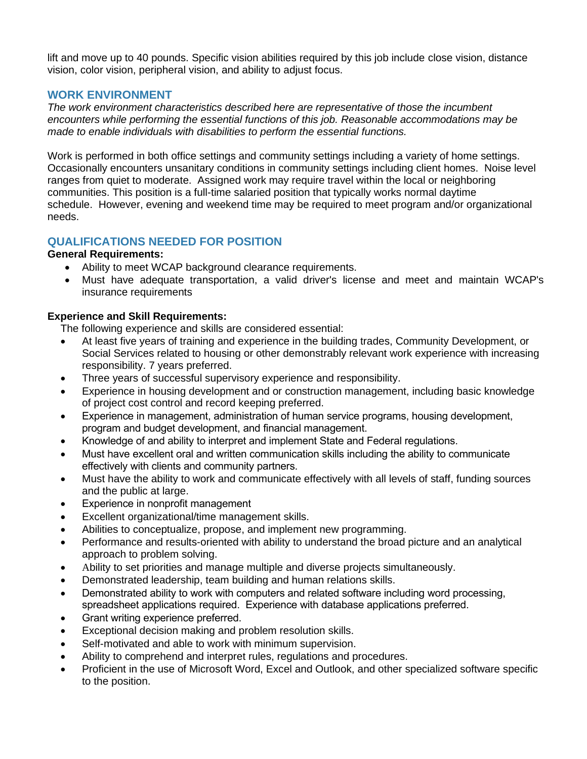lift and move up to 40 pounds. Specific vision abilities required by this job include close vision, distance vision, color vision, peripheral vision, and ability to adjust focus.

## WORK ENVIRONMENT

*The work environment characteristics described here are representative of those the incumbent encounters while performing the essential functions of this job. Reasonable accommodations may be made to enable individuals with disabilities to perform the essential functions.*

Work is performed in both office settings and community settings including a variety of home settings. Occasionally encounters unsanitary conditions in community settings including client homes. Noise level ranges from quiet to moderate. Assigned work may require travel within the local or neighboring communities. This position is a full-time salaried position that typically works normal daytime schedule. However, evening and weekend time may be required to meet program and/or organizational needs.

## QUALIFICATIONS NEEDED FOR POSITION

**General Requirements:**

- Ability to meet WCAP background clearance requirements.
- Must have adequate transportation, a valid driver's license and meet and maintain WCAP's insurance requirements

**Experience and Skill Requirements:**

The following experience and skills are considered essential:

- At least five years of training and experience in the building trades, Community Development, or Social Services related to housing or other demonstrably relevant work experience with increasing responsibility. 7 years preferred.
- Three years of successful supervisory experience and responsibility.
- Experience in housing development and or construction management, including basic knowledge of project cost control and record keeping preferred.
- Experience in management, administration of human service programs, housing development, program and budget development, and financial management.
- Knowledge of and ability to interpret and implement State and Federal regulations.
- Must have excellent oral and written communication skills including the ability to communicate effectively with clients and community partners.
- Must have the ability to work and communicate effectively with all levels of staff, funding sources and the public at large.
- Experience in nonprofit management
- Excellent organizational/time management skills.
- Abilities to conceptualize, propose, and implement new programming.
- Performance and results-oriented with ability to understand the broad picture and an analytical approach to problem solving.
- Ability to set priorities and manage multiple and diverse projects simultaneously.
- Demonstrated leadership, team building and human relations skills.
- Demonstrated ability to work with computers and related software including word processing, spreadsheet applications required. Experience with database applications preferred.
- Grant writing experience preferred.
- Exceptional decision making and problem resolution skills.
- Self-motivated and able to work with minimum supervision.
- Ability to comprehend and interpret rules, regulations and procedures.
- Proficient in the use of Microsoft Word, Excel and Outlook, and other specialized software specific to the position.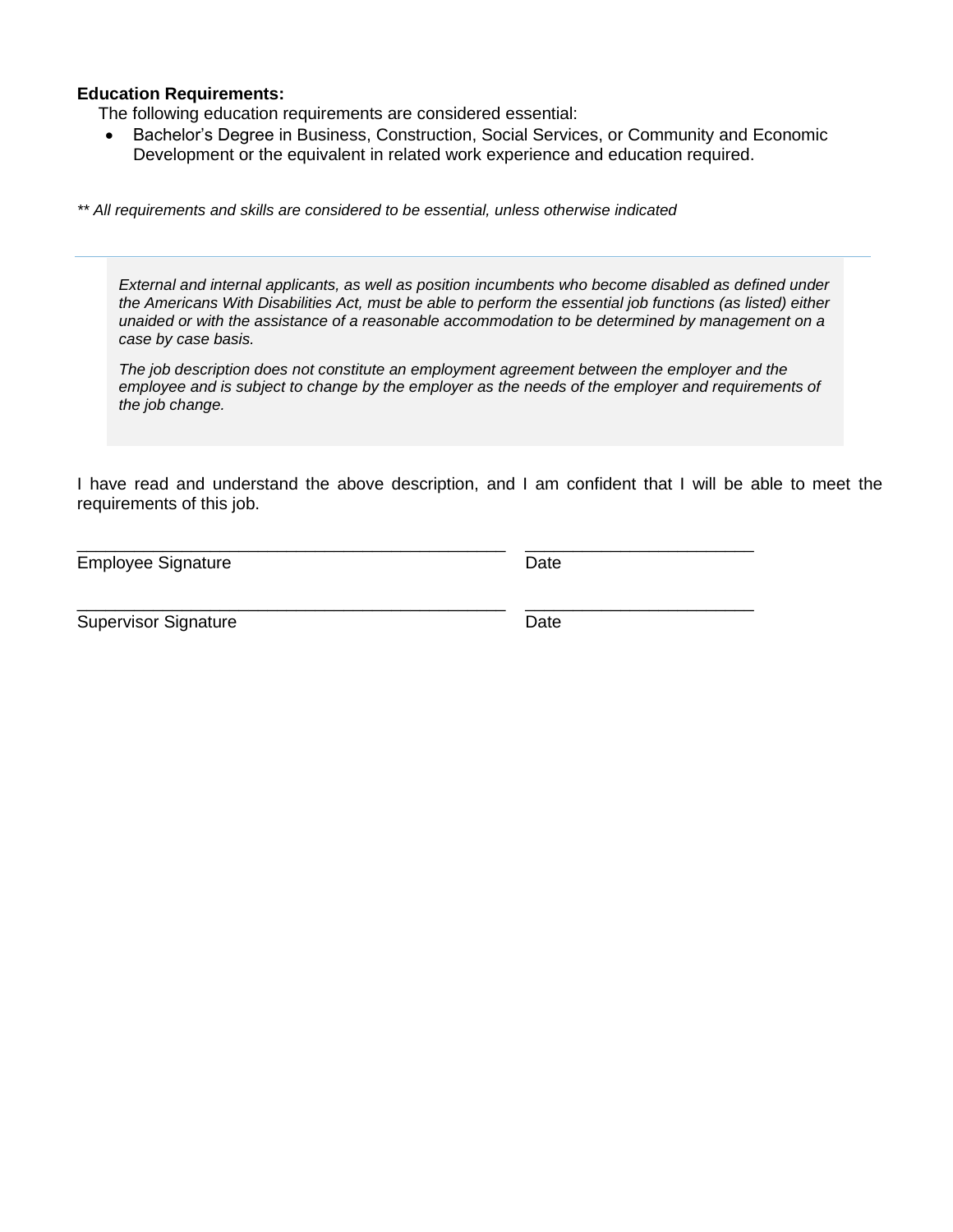**Education Requirements:**

The following education requirements are considered essential:

- Bachelor's Degree in Business, Construction, Social Services, or Community and Economic Development or the equivalent in related work experience and education required.

*** All requirements and skills are considered to be essential, unless otherwise indicated*

---

*External and internal applicants, as well as position incumbents who become disabled as defined under the Americans With Disabilities Act, must be able to perform the essential job functions (as listed) either unaided or with the assistance of a reasonable accommodation to be determined by management on a case by case basis.*

*The job description does not constitute an employment agreement between the employer and the employee and is subject to change by the employer as the needs of the employer and requirements of the job change.*

I have read and understand the above description, and I am confident that I will be able to meet the requirements of this job.

_______________________________________________ ________________________
Employee Signature Date

_______________________________________________ ________________________
Supervisor Signature Date